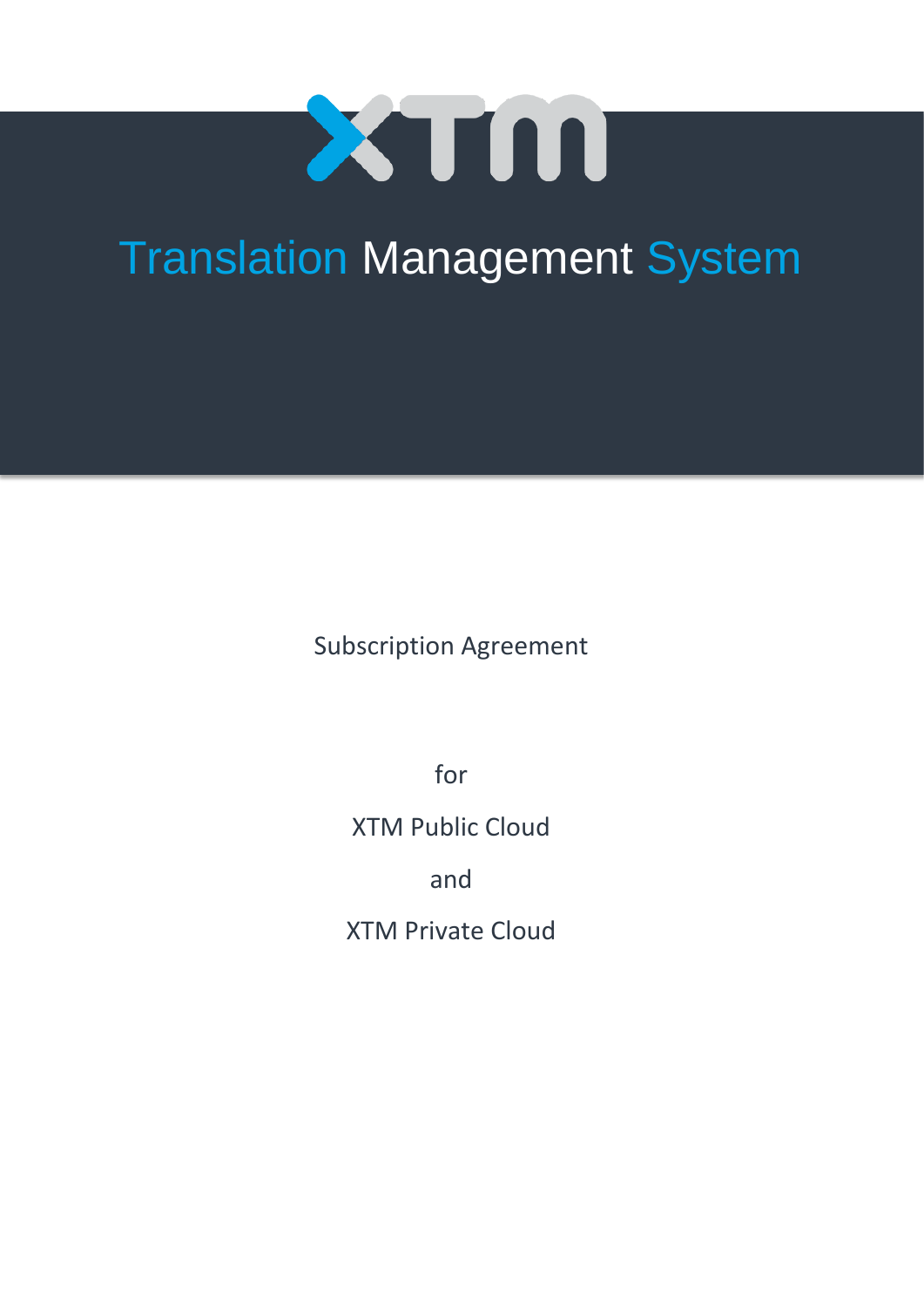# XTM

## Translation Management System

Subscription Agreement

for

XTM Public Cloud

and

XTM Private Cloud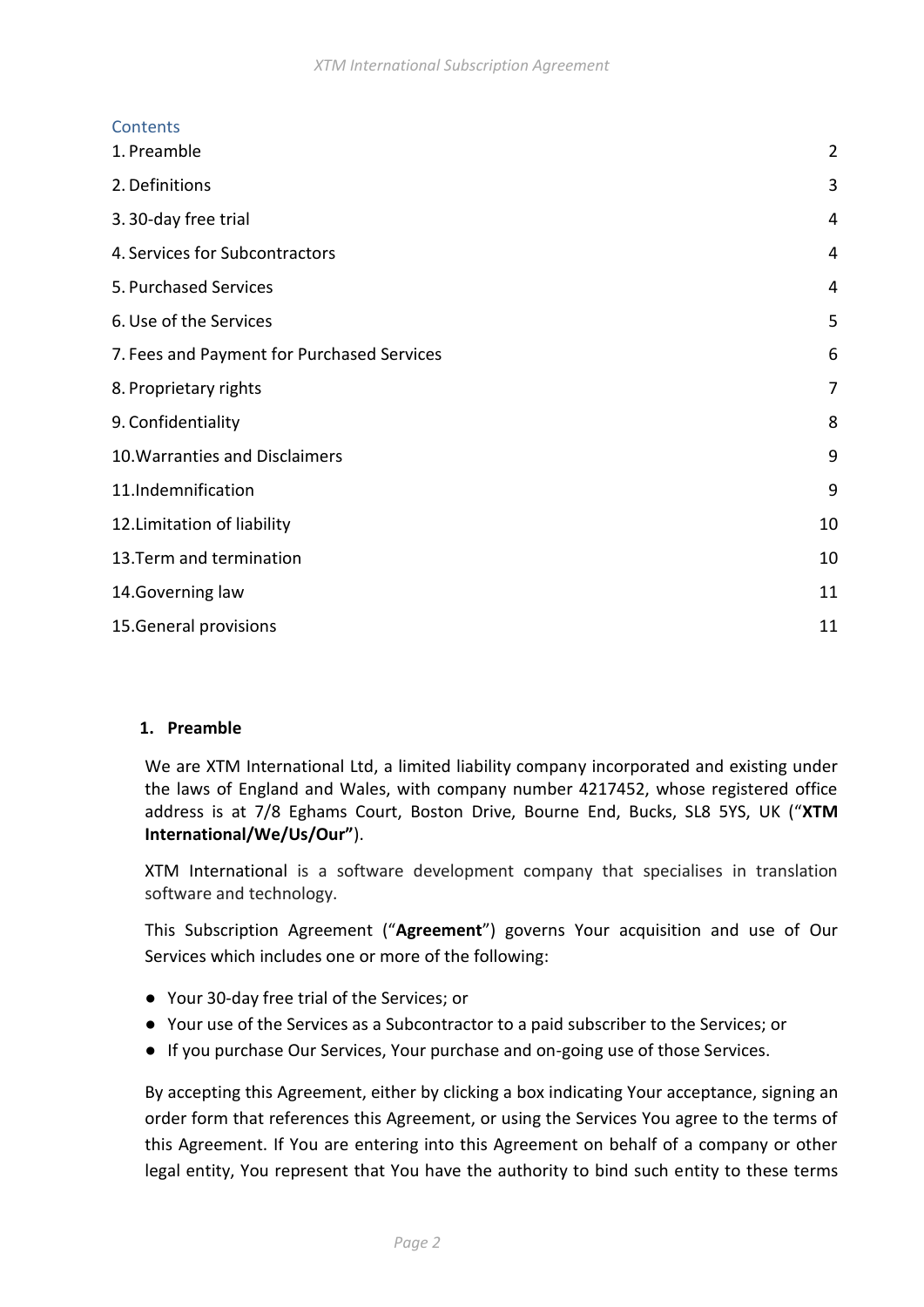## Contents

| | |
|---|---|
| 1. Preamble | 2 |
| 2. Definitions | 3 |
| 3. 30-day free trial | 4 |
| 4. Services for Subcontractors | 4 |
| 5. Purchased Services | 4 |
| 6. Use of the Services | 5 |
| 7. Fees and Payment for Purchased Services | 6 |
| 8. Proprietary rights | 7 |
| 9. Confidentiality | 8 |
| 10. Warranties and Disclaimers | 9 |
| 11. Indemnification | 9 |
| 12. Limitation of liability | 10 |
| 13. Term and termination | 10 |
| 14. Governing law | 11 |
| 15. General provisions | 11 |

## 1. Preamble

We are XTM International Ltd, a limited liability company incorporated and existing under the laws of England and Wales, with company number 4217452, whose registered office address is at 7/8 Eghams Court, Boston Drive, Bourne End, Bucks, SL8 5YS, UK (“**XTM International/We/Us/Our”**).

XTM International is a software development company that specialises in translation software and technology.

This Subscription Agreement (“**Agreement**”) governs Your acquisition and use of Our Services which includes one or more of the following:

- Your 30-day free trial of the Services; or
- Your use of the Services as a Subcontractor to a paid subscriber to the Services; or
- If you purchase Our Services, Your purchase and on-going use of those Services.

By accepting this Agreement, either by clicking a box indicating Your acceptance, signing an order form that references this Agreement, or using the Services You agree to the terms of this Agreement. If You are entering into this Agreement on behalf of a company or other legal entity, You represent that You have the authority to bind such entity to these terms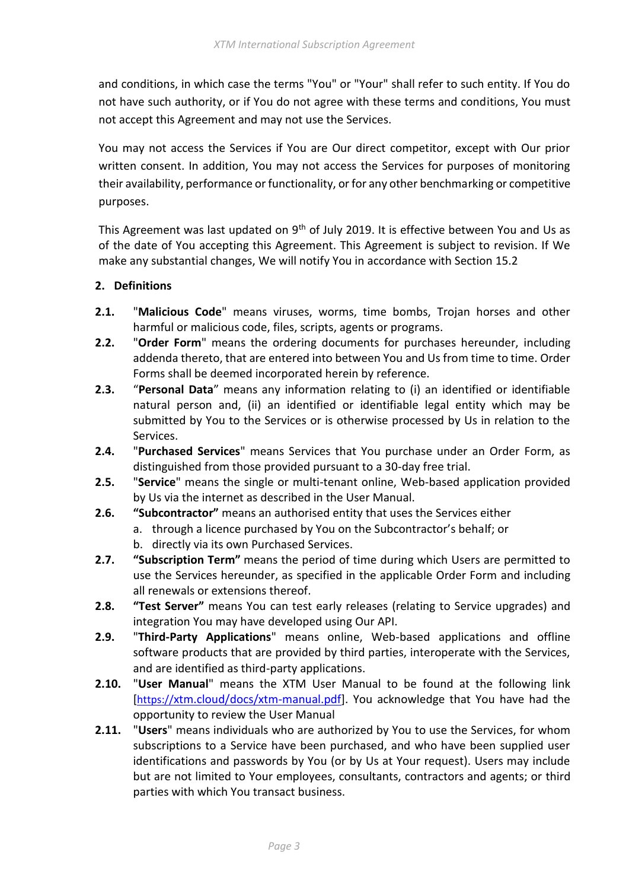and conditions, in which case the terms "You" or "Your" shall refer to such entity. If You do not have such authority, or if You do not agree with these terms and conditions, You must not accept this Agreement and may not use the Services.

You may not access the Services if You are Our direct competitor, except with Our prior written consent. In addition, You may not access the Services for purposes of monitoring their availability, performance or functionality, or for any other benchmarking or competitive purposes.

This Agreement was last updated on 9th of July 2019. It is effective between You and Us as of the date of You accepting this Agreement. This Agreement is subject to revision. If We make any substantial changes, We will notify You in accordance with Section 15.2

## 2. Definitions

**2.1.** "**Malicious Code**" means viruses, worms, time bombs, Trojan horses and other harmful or malicious code, files, scripts, agents or programs.

**2.2.** "**Order Form**" means the ordering documents for purchases hereunder, including addenda thereto, that are entered into between You and Us from time to time. Order Forms shall be deemed incorporated herein by reference.

**2.3.** "**Personal Data**" means any information relating to (i) an identified or identifiable natural person and, (ii) an identified or identifiable legal entity which may be submitted by You to the Services or is otherwise processed by Us in relation to the Services.

**2.4.** "**Purchased Services**" means Services that You purchase under an Order Form, as distinguished from those provided pursuant to a 30-day free trial.

**2.5.** "**Service**" means the single or multi-tenant online, Web-based application provided by Us via the internet as described in the User Manual.

**2.6.** **"Subcontractor"** means an authorised entity that uses the Services either

a. through a licence purchased by You on the Subcontractor's behalf; or
b. directly via its own Purchased Services.

**2.7.** **"Subscription Term"** means the period of time during which Users are permitted to use the Services hereunder, as specified in the applicable Order Form and including all renewals or extensions thereof.

**2.8.** **"Test Server"** means You can test early releases (relating to Service upgrades) and integration You may have developed using Our API.

**2.9.** "**Third-Party Applications**" means online, Web-based applications and offline software products that are provided by third parties, interoperate with the Services, and are identified as third-party applications.

**2.10.** "**User Manual**" means the XTM User Manual to be found at the following link [https://xtm.cloud/docs/xtm-manual.pdf]. You acknowledge that You have had the opportunity to review the User Manual

**2.11.** "**Users**" means individuals who are authorized by You to use the Services, for whom subscriptions to a Service have been purchased, and who have been supplied user identifications and passwords by You (or by Us at Your request). Users may include but are not limited to Your employees, consultants, contractors and agents; or third parties with which You transact business.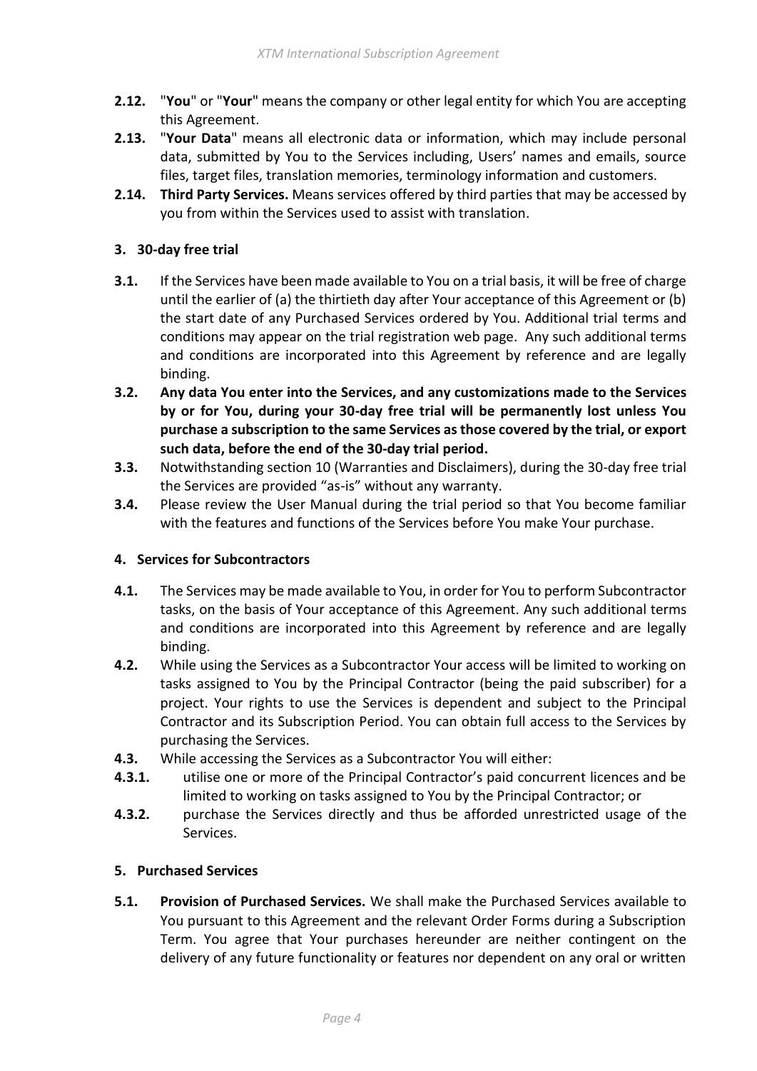**2.12.** "**You**" or "**Your**" means the company or other legal entity for which You are accepting this Agreement.

**2.13.** "**Your Data**" means all electronic data or information, which may include personal data, submitted by You to the Services including, Users' names and emails, source files, target files, translation memories, terminology information and customers.

**2.14.** **Third Party Services.** Means services offered by third parties that may be accessed by you from within the Services used to assist with translation.

## 3. 30-day free trial

**3.1.** If the Services have been made available to You on a trial basis, it will be free of charge until the earlier of (a) the thirtieth day after Your acceptance of this Agreement or (b) the start date of any Purchased Services ordered by You. Additional trial terms and conditions may appear on the trial registration web page. Any such additional terms and conditions are incorporated into this Agreement by reference and are legally binding.

**3.2.** **Any data You enter into the Services, and any customizations made to the Services by or for You, during your 30-day free trial will be permanently lost unless You purchase a subscription to the same Services as those covered by the trial, or export such data, before the end of the 30-day trial period.**

**3.3.** Notwithstanding section 10 (Warranties and Disclaimers), during the 30-day free trial the Services are provided "as-is" without any warranty.

**3.4.** Please review the User Manual during the trial period so that You become familiar with the features and functions of the Services before You make Your purchase.

## 4. Services for Subcontractors

**4.1.** The Services may be made available to You, in order for You to perform Subcontractor tasks, on the basis of Your acceptance of this Agreement. Any such additional terms and conditions are incorporated into this Agreement by reference and are legally binding.

**4.2.** While using the Services as a Subcontractor Your access will be limited to working on tasks assigned to You by the Principal Contractor (being the paid subscriber) for a project. Your rights to use the Services is dependent and subject to the Principal Contractor and its Subscription Period. You can obtain full access to the Services by purchasing the Services.

**4.3.** While accessing the Services as a Subcontractor You will either:

**4.3.1.** utilise one or more of the Principal Contractor's paid concurrent licences and be limited to working on tasks assigned to You by the Principal Contractor; or

**4.3.2.** purchase the Services directly and thus be afforded unrestricted usage of the Services.

## 5. Purchased Services

**5.1.** **Provision of Purchased Services.** We shall make the Purchased Services available to You pursuant to this Agreement and the relevant Order Forms during a Subscription Term. You agree that Your purchases hereunder are neither contingent on the delivery of any future functionality or features nor dependent on any oral or written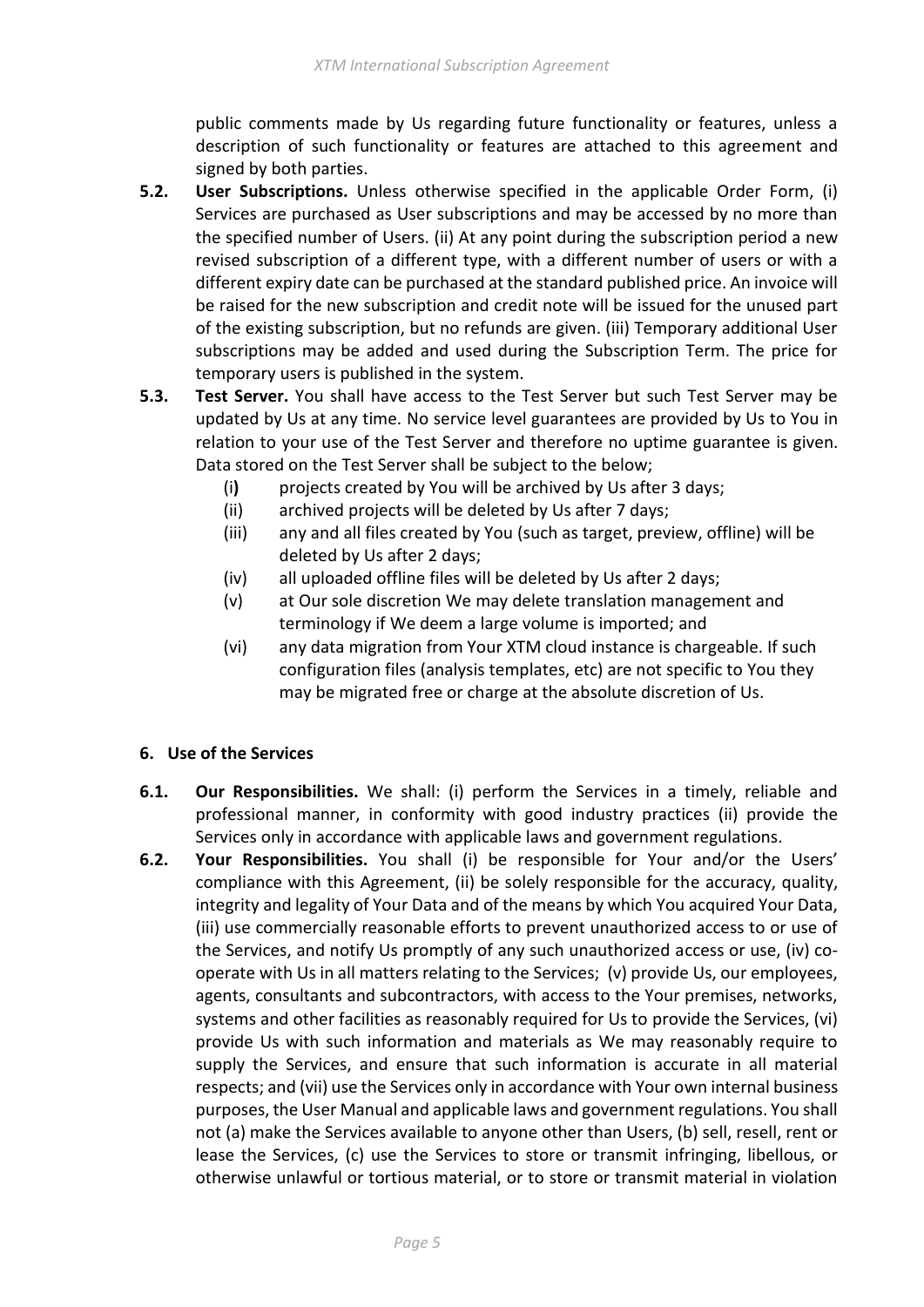public comments made by Us regarding future functionality or features, unless a description of such functionality or features are attached to this agreement and signed by both parties.

**5.2. User Subscriptions.** Unless otherwise specified in the applicable Order Form, (i) Services are purchased as User subscriptions and may be accessed by no more than the specified number of Users. (ii) At any point during the subscription period a new revised subscription of a different type, with a different number of users or with a different expiry date can be purchased at the standard published price. An invoice will be raised for the new subscription and credit note will be issued for the unused part of the existing subscription, but no refunds are given. (iii) Temporary additional User subscriptions may be added and used during the Subscription Term. The price for temporary users is published in the system.

**5.3. Test Server.** You shall have access to the Test Server but such Test Server may be updated by Us at any time. No service level guarantees are provided by Us to You in relation to your use of the Test Server and therefore no uptime guarantee is given. Data stored on the Test Server shall be subject to the below;

- (i) projects created by You will be archived by Us after 3 days;
- (ii) archived projects will be deleted by Us after 7 days;
- (iii) any and all files created by You (such as target, preview, offline) will be deleted by Us after 2 days;
- (iv) all uploaded offline files will be deleted by Us after 2 days;
- (v) at Our sole discretion We may delete translation management and terminology if We deem a large volume is imported; and
- (vi) any data migration from Your XTM cloud instance is chargeable. If such configuration files (analysis templates, etc) are not specific to You they may be migrated free or charge at the absolute discretion of Us.

## 6. Use of the Services

**6.1. Our Responsibilities.** We shall: (i) perform the Services in a timely, reliable and professional manner, in conformity with good industry practices (ii) provide the Services only in accordance with applicable laws and government regulations.

**6.2. Your Responsibilities.** You shall (i) be responsible for Your and/or the Users' compliance with this Agreement, (ii) be solely responsible for the accuracy, quality, integrity and legality of Your Data and of the means by which You acquired Your Data, (iii) use commercially reasonable efforts to prevent unauthorized access to or use of the Services, and notify Us promptly of any such unauthorized access or use, (iv) co-operate with Us in all matters relating to the Services; (v) provide Us, our employees, agents, consultants and subcontractors, with access to the Your premises, networks, systems and other facilities as reasonably required for Us to provide the Services, (vi) provide Us with such information and materials as We may reasonably require to supply the Services, and ensure that such information is accurate in all material respects; and (vii) use the Services only in accordance with Your own internal business purposes, the User Manual and applicable laws and government regulations. You shall not (a) make the Services available to anyone other than Users, (b) sell, resell, rent or lease the Services, (c) use the Services to store or transmit infringing, libellous, or otherwise unlawful or tortious material, or to store or transmit material in violation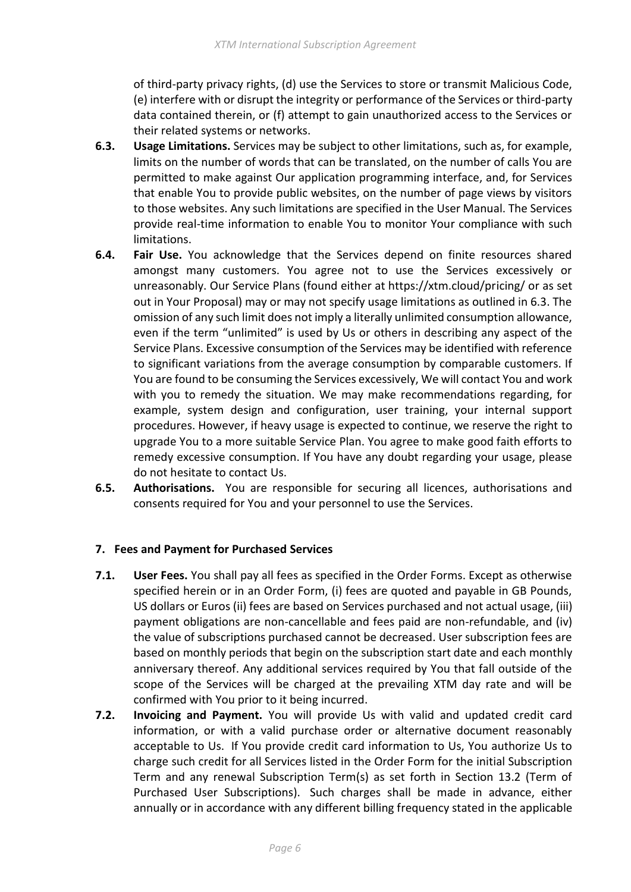of third-party privacy rights, (d) use the Services to store or transmit Malicious Code, (e) interfere with or disrupt the integrity or performance of the Services or third-party data contained therein, or (f) attempt to gain unauthorized access to the Services or their related systems or networks.

**6.3. Usage Limitations.** Services may be subject to other limitations, such as, for example, limits on the number of words that can be translated, on the number of calls You are permitted to make against Our application programming interface, and, for Services that enable You to provide public websites, on the number of page views by visitors to those websites. Any such limitations are specified in the User Manual. The Services provide real-time information to enable You to monitor Your compliance with such limitations.

**6.4. Fair Use.** You acknowledge that the Services depend on finite resources shared amongst many customers. You agree not to use the Services excessively or unreasonably. Our Service Plans (found either at https://xtm.cloud/pricing/ or as set out in Your Proposal) may or may not specify usage limitations as outlined in 6.3. The omission of any such limit does not imply a literally unlimited consumption allowance, even if the term "unlimited" is used by Us or others in describing any aspect of the Service Plans. Excessive consumption of the Services may be identified with reference to significant variations from the average consumption by comparable customers. If You are found to be consuming the Services excessively, We will contact You and work with you to remedy the situation. We may make recommendations regarding, for example, system design and configuration, user training, your internal support procedures. However, if heavy usage is expected to continue, we reserve the right to upgrade You to a more suitable Service Plan. You agree to make good faith efforts to remedy excessive consumption. If You have any doubt regarding your usage, please do not hesitate to contact Us.

**6.5. Authorisations.** You are responsible for securing all licences, authorisations and consents required for You and your personnel to use the Services.

## 7. Fees and Payment for Purchased Services

**7.1. User Fees.** You shall pay all fees as specified in the Order Forms. Except as otherwise specified herein or in an Order Form, (i) fees are quoted and payable in GB Pounds, US dollars or Euros (ii) fees are based on Services purchased and not actual usage, (iii) payment obligations are non-cancellable and fees paid are non-refundable, and (iv) the value of subscriptions purchased cannot be decreased. User subscription fees are based on monthly periods that begin on the subscription start date and each monthly anniversary thereof. Any additional services required by You that fall outside of the scope of the Services will be charged at the prevailing XTM day rate and will be confirmed with You prior to it being incurred.

**7.2. Invoicing and Payment.** You will provide Us with valid and updated credit card information, or with a valid purchase order or alternative document reasonably acceptable to Us. If You provide credit card information to Us, You authorize Us to charge such credit for all Services listed in the Order Form for the initial Subscription Term and any renewal Subscription Term(s) as set forth in Section 13.2 (Term of Purchased User Subscriptions). Such charges shall be made in advance, either annually or in accordance with any different billing frequency stated in the applicable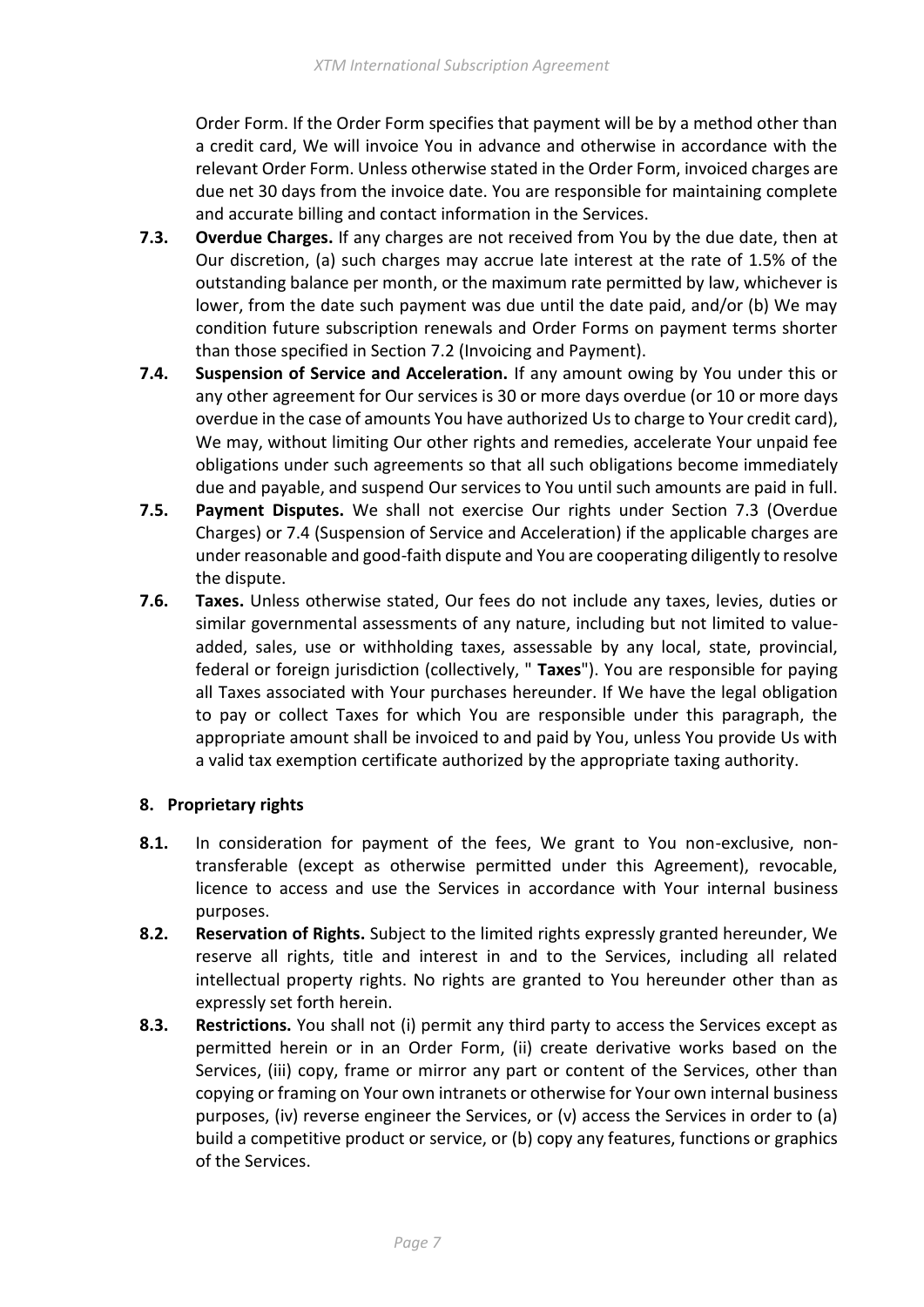Order Form. If the Order Form specifies that payment will be by a method other than a credit card, We will invoice You in advance and otherwise in accordance with the relevant Order Form. Unless otherwise stated in the Order Form, invoiced charges are due net 30 days from the invoice date. You are responsible for maintaining complete and accurate billing and contact information in the Services.

**7.3.** **Overdue Charges.** If any charges are not received from You by the due date, then at Our discretion, (a) such charges may accrue late interest at the rate of 1.5% of the outstanding balance per month, or the maximum rate permitted by law, whichever is lower, from the date such payment was due until the date paid, and/or (b) We may condition future subscription renewals and Order Forms on payment terms shorter than those specified in Section 7.2 (Invoicing and Payment).

**7.4.** **Suspension of Service and Acceleration.** If any amount owing by You under this or any other agreement for Our services is 30 or more days overdue (or 10 or more days overdue in the case of amounts You have authorized Us to charge to Your credit card), We may, without limiting Our other rights and remedies, accelerate Your unpaid fee obligations under such agreements so that all such obligations become immediately due and payable, and suspend Our services to You until such amounts are paid in full.

**7.5.** **Payment Disputes.** We shall not exercise Our rights under Section 7.3 (Overdue Charges) or 7.4 (Suspension of Service and Acceleration) if the applicable charges are under reasonable and good-faith dispute and You are cooperating diligently to resolve the dispute.

**7.6.** **Taxes.** Unless otherwise stated, Our fees do not include any taxes, levies, duties or similar governmental assessments of any nature, including but not limited to value-added, sales, use or withholding taxes, assessable by any local, state, provincial, federal or foreign jurisdiction (collectively, " **Taxes**"). You are responsible for paying all Taxes associated with Your purchases hereunder. If We have the legal obligation to pay or collect Taxes for which You are responsible under this paragraph, the appropriate amount shall be invoiced to and paid by You, unless You provide Us with a valid tax exemption certificate authorized by the appropriate taxing authority.

## 8. Proprietary rights

**8.1.** In consideration for payment of the fees, We grant to You non-exclusive, non-transferable (except as otherwise permitted under this Agreement), revocable, licence to access and use the Services in accordance with Your internal business purposes.

**8.2.** **Reservation of Rights.** Subject to the limited rights expressly granted hereunder, We reserve all rights, title and interest in and to the Services, including all related intellectual property rights. No rights are granted to You hereunder other than as expressly set forth herein.

**8.3.** **Restrictions.** You shall not (i) permit any third party to access the Services except as permitted herein or in an Order Form, (ii) create derivative works based on the Services, (iii) copy, frame or mirror any part or content of the Services, other than copying or framing on Your own intranets or otherwise for Your own internal business purposes, (iv) reverse engineer the Services, or (v) access the Services in order to (a) build a competitive product or service, or (b) copy any features, functions or graphics of the Services.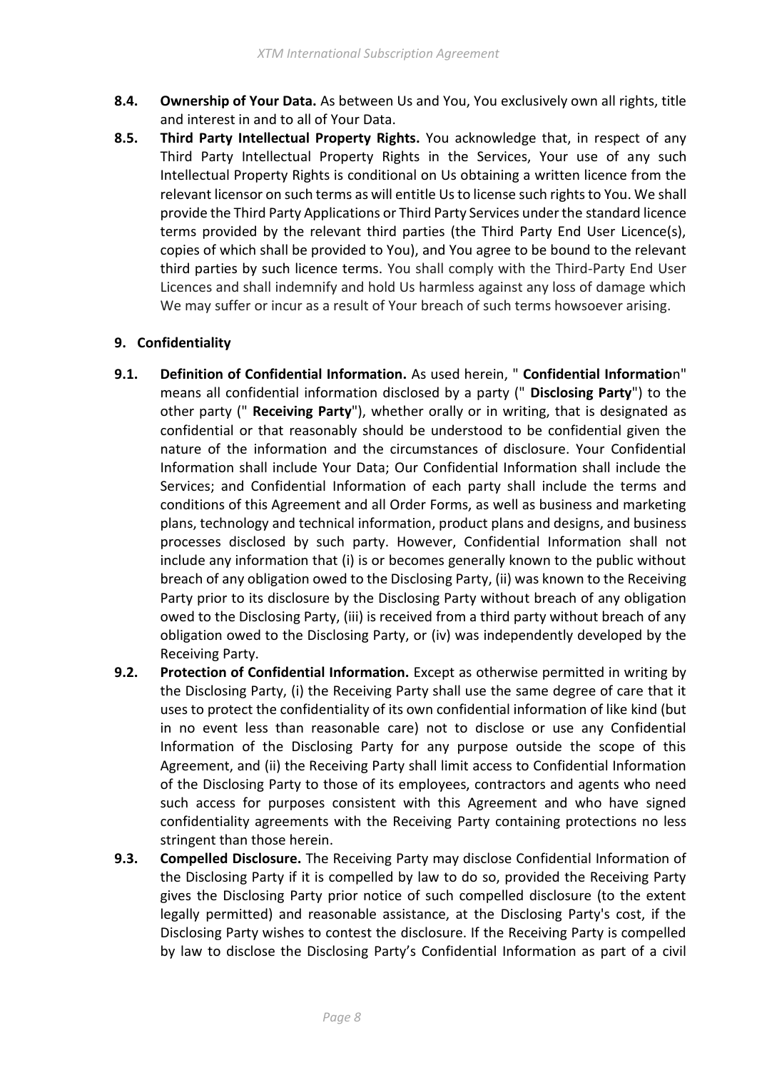**8.4. Ownership of Your Data.** As between Us and You, You exclusively own all rights, title and interest in and to all of Your Data.

**8.5. Third Party Intellectual Property Rights.** You acknowledge that, in respect of any Third Party Intellectual Property Rights in the Services, Your use of any such Intellectual Property Rights is conditional on Us obtaining a written licence from the relevant licensor on such terms as will entitle Us to license such rights to You. We shall provide the Third Party Applications or Third Party Services under the standard licence terms provided by the relevant third parties (the Third Party End User Licence(s), copies of which shall be provided to You), and You agree to be bound to the relevant third parties by such licence terms. You shall comply with the Third-Party End User Licences and shall indemnify and hold Us harmless against any loss of damage which We may suffer or incur as a result of Your breach of such terms howsoever arising.

## 9. Confidentiality

**9.1. Definition of Confidential Information.** As used herein, " **Confidential Informatio**n" means all confidential information disclosed by a party (" **Disclosing Party**") to the other party (" **Receiving Party**"), whether orally or in writing, that is designated as confidential or that reasonably should be understood to be confidential given the nature of the information and the circumstances of disclosure. Your Confidential Information shall include Your Data; Our Confidential Information shall include the Services; and Confidential Information of each party shall include the terms and conditions of this Agreement and all Order Forms, as well as business and marketing plans, technology and technical information, product plans and designs, and business processes disclosed by such party. However, Confidential Information shall not include any information that (i) is or becomes generally known to the public without breach of any obligation owed to the Disclosing Party, (ii) was known to the Receiving Party prior to its disclosure by the Disclosing Party without breach of any obligation owed to the Disclosing Party, (iii) is received from a third party without breach of any obligation owed to the Disclosing Party, or (iv) was independently developed by the Receiving Party.

**9.2. Protection of Confidential Information.** Except as otherwise permitted in writing by the Disclosing Party, (i) the Receiving Party shall use the same degree of care that it uses to protect the confidentiality of its own confidential information of like kind (but in no event less than reasonable care) not to disclose or use any Confidential Information of the Disclosing Party for any purpose outside the scope of this Agreement, and (ii) the Receiving Party shall limit access to Confidential Information of the Disclosing Party to those of its employees, contractors and agents who need such access for purposes consistent with this Agreement and who have signed confidentiality agreements with the Receiving Party containing protections no less stringent than those herein.

**9.3. Compelled Disclosure.** The Receiving Party may disclose Confidential Information of the Disclosing Party if it is compelled by law to do so, provided the Receiving Party gives the Disclosing Party prior notice of such compelled disclosure (to the extent legally permitted) and reasonable assistance, at the Disclosing Party's cost, if the Disclosing Party wishes to contest the disclosure. If the Receiving Party is compelled by law to disclose the Disclosing Party's Confidential Information as part of a civil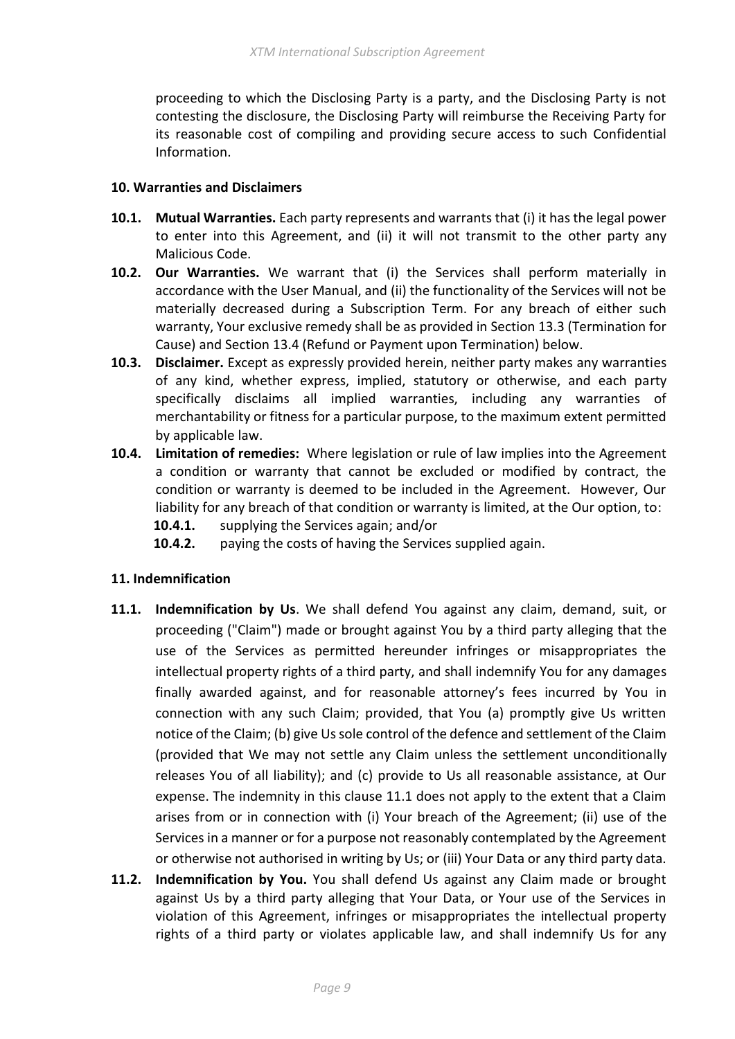proceeding to which the Disclosing Party is a party, and the Disclosing Party is not contesting the disclosure, the Disclosing Party will reimburse the Receiving Party for its reasonable cost of compiling and providing secure access to such Confidential Information.

### 10. Warranties and Disclaimers

**10.1. Mutual Warranties.** Each party represents and warrants that (i) it has the legal power to enter into this Agreement, and (ii) it will not transmit to the other party any Malicious Code.

**10.2. Our Warranties.** We warrant that (i) the Services shall perform materially in accordance with the User Manual, and (ii) the functionality of the Services will not be materially decreased during a Subscription Term. For any breach of either such warranty, Your exclusive remedy shall be as provided in Section 13.3 (Termination for Cause) and Section 13.4 (Refund or Payment upon Termination) below.

**10.3. Disclaimer.** Except as expressly provided herein, neither party makes any warranties of any kind, whether express, implied, statutory or otherwise, and each party specifically disclaims all implied warranties, including any warranties of merchantability or fitness for a particular purpose, to the maximum extent permitted by applicable law.

**10.4. Limitation of remedies:** Where legislation or rule of law implies into the Agreement a condition or warranty that cannot be excluded or modified by contract, the condition or warranty is deemed to be included in the Agreement. However, Our liability for any breach of that condition or warranty is limited, at the Our option, to:

- **10.4.1.** supplying the Services again; and/or
- **10.4.2.** paying the costs of having the Services supplied again.

### 11. Indemnification

**11.1. Indemnification by Us**. We shall defend You against any claim, demand, suit, or proceeding ("Claim") made or brought against You by a third party alleging that the use of the Services as permitted hereunder infringes or misappropriates the intellectual property rights of a third party, and shall indemnify You for any damages finally awarded against, and for reasonable attorney's fees incurred by You in connection with any such Claim; provided, that You (a) promptly give Us written notice of the Claim; (b) give Us sole control of the defence and settlement of the Claim (provided that We may not settle any Claim unless the settlement unconditionally releases You of all liability); and (c) provide to Us all reasonable assistance, at Our expense. The indemnity in this clause 11.1 does not apply to the extent that a Claim arises from or in connection with (i) Your breach of the Agreement; (ii) use of the Services in a manner or for a purpose not reasonably contemplated by the Agreement or otherwise not authorised in writing by Us; or (iii) Your Data or any third party data.

**11.2. Indemnification by You.** You shall defend Us against any Claim made or brought against Us by a third party alleging that Your Data, or Your use of the Services in violation of this Agreement, infringes or misappropriates the intellectual property rights of a third party or violates applicable law, and shall indemnify Us for any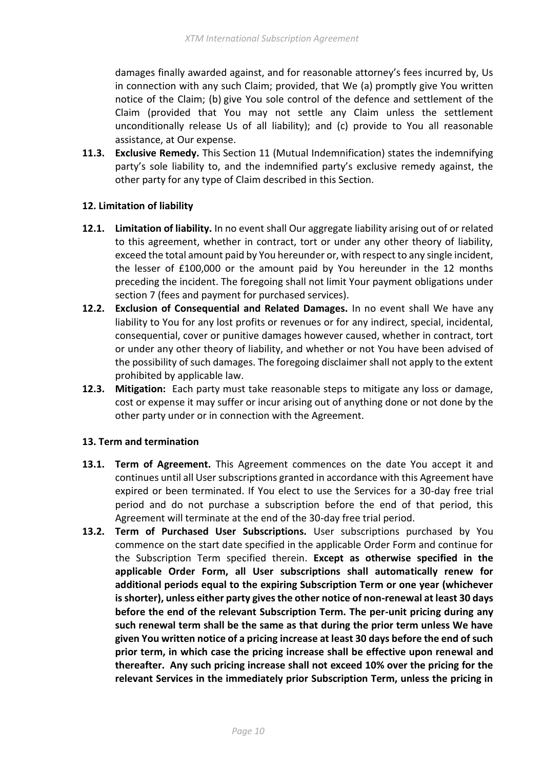damages finally awarded against, and for reasonable attorney's fees incurred by, Us in connection with any such Claim; provided, that We (a) promptly give You written notice of the Claim; (b) give You sole control of the defence and settlement of the Claim (provided that You may not settle any Claim unless the settlement unconditionally release Us of all liability); and (c) provide to You all reasonable assistance, at Our expense.

**11.3. Exclusive Remedy.** This Section 11 (Mutual Indemnification) states the indemnifying party's sole liability to, and the indemnified party's exclusive remedy against, the other party for any type of Claim described in this Section.

### 12. Limitation of liability

**12.1. Limitation of liability.** In no event shall Our aggregate liability arising out of or related to this agreement, whether in contract, tort or under any other theory of liability, exceed the total amount paid by You hereunder or, with respect to any single incident, the lesser of £100,000 or the amount paid by You hereunder in the 12 months preceding the incident. The foregoing shall not limit Your payment obligations under section 7 (fees and payment for purchased services).

**12.2. Exclusion of Consequential and Related Damages.** In no event shall We have any liability to You for any lost profits or revenues or for any indirect, special, incidental, consequential, cover or punitive damages however caused, whether in contract, tort or under any other theory of liability, and whether or not You have been advised of the possibility of such damages. The foregoing disclaimer shall not apply to the extent prohibited by applicable law.

**12.3. Mitigation:** Each party must take reasonable steps to mitigate any loss or damage, cost or expense it may suffer or incur arising out of anything done or not done by the other party under or in connection with the Agreement.

### 13. Term and termination

**13.1. Term of Agreement.** This Agreement commences on the date You accept it and continues until all User subscriptions granted in accordance with this Agreement have expired or been terminated. If You elect to use the Services for a 30-day free trial period and do not purchase a subscription before the end of that period, this Agreement will terminate at the end of the 30-day free trial period.

**13.2. Term of Purchased User Subscriptions.** User subscriptions purchased by You commence on the start date specified in the applicable Order Form and continue for the Subscription Term specified therein. **Except as otherwise specified in the applicable Order Form, all User subscriptions shall automatically renew for additional periods equal to the expiring Subscription Term or one year (whichever is shorter), unless either party gives the other notice of non-renewal at least 30 days before the end of the relevant Subscription Term. The per-unit pricing during any such renewal term shall be the same as that during the prior term unless We have given You written notice of a pricing increase at least 30 days before the end of such prior term, in which case the pricing increase shall be effective upon renewal and thereafter. Any such pricing increase shall not exceed 10% over the pricing for the relevant Services in the immediately prior Subscription Term, unless the pricing in**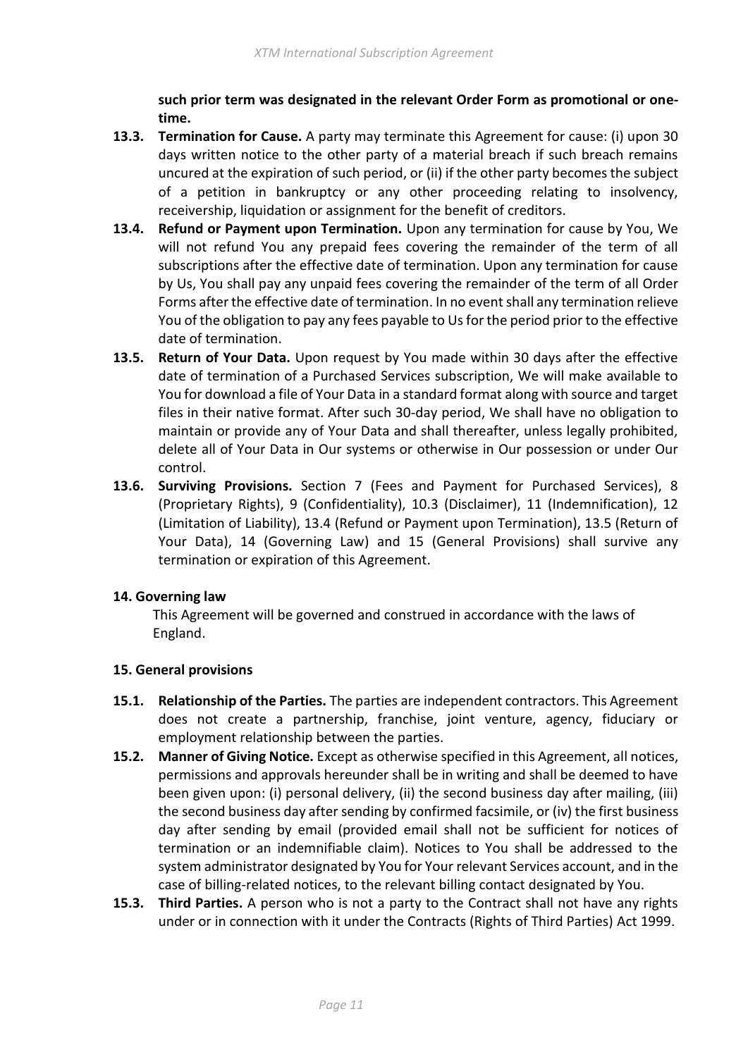**such prior term was designated in the relevant Order Form as promotional or one-time.**

**13.3. Termination for Cause.** A party may terminate this Agreement for cause: (i) upon 30 days written notice to the other party of a material breach if such breach remains uncured at the expiration of such period, or (ii) if the other party becomes the subject of a petition in bankruptcy or any other proceeding relating to insolvency, receivership, liquidation or assignment for the benefit of creditors.

**13.4. Refund or Payment upon Termination.** Upon any termination for cause by You, We will not refund You any prepaid fees covering the remainder of the term of all subscriptions after the effective date of termination. Upon any termination for cause by Us, You shall pay any unpaid fees covering the remainder of the term of all Order Forms after the effective date of termination. In no event shall any termination relieve You of the obligation to pay any fees payable to Us for the period prior to the effective date of termination.

**13.5. Return of Your Data.** Upon request by You made within 30 days after the effective date of termination of a Purchased Services subscription, We will make available to You for download a file of Your Data in a standard format along with source and target files in their native format. After such 30-day period, We shall have no obligation to maintain or provide any of Your Data and shall thereafter, unless legally prohibited, delete all of Your Data in Our systems or otherwise in Our possession or under Our control.

**13.6. Surviving Provisions.** Section 7 (Fees and Payment for Purchased Services), 8 (Proprietary Rights), 9 (Confidentiality), 10.3 (Disclaimer), 11 (Indemnification), 12 (Limitation of Liability), 13.4 (Refund or Payment upon Termination), 13.5 (Return of Your Data), 14 (Governing Law) and 15 (General Provisions) shall survive any termination or expiration of this Agreement.

**14. Governing law**

This Agreement will be governed and construed in accordance with the laws of England.

**15. General provisions**

**15.1. Relationship of the Parties.** The parties are independent contractors. This Agreement does not create a partnership, franchise, joint venture, agency, fiduciary or employment relationship between the parties.

**15.2. Manner of Giving Notice.** Except as otherwise specified in this Agreement, all notices, permissions and approvals hereunder shall be in writing and shall be deemed to have been given upon: (i) personal delivery, (ii) the second business day after mailing, (iii) the second business day after sending by confirmed facsimile, or (iv) the first business day after sending by email (provided email shall not be sufficient for notices of termination or an indemnifiable claim). Notices to You shall be addressed to the system administrator designated by You for Your relevant Services account, and in the case of billing-related notices, to the relevant billing contact designated by You.

**15.3. Third Parties.** A person who is not a party to the Contract shall not have any rights under or in connection with it under the Contracts (Rights of Third Parties) Act 1999.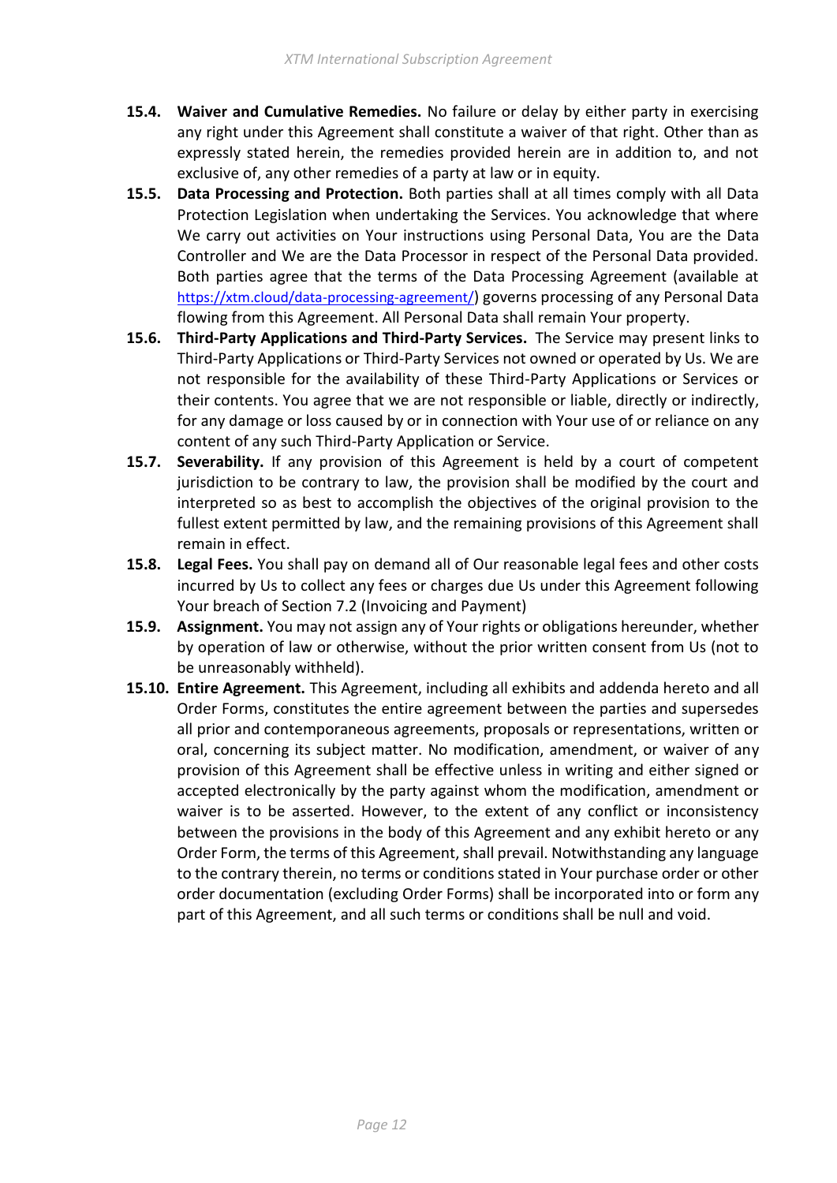**15.4. Waiver and Cumulative Remedies.** No failure or delay by either party in exercising any right under this Agreement shall constitute a waiver of that right. Other than as expressly stated herein, the remedies provided herein are in addition to, and not exclusive of, any other remedies of a party at law or in equity.

**15.5. Data Processing and Protection.** Both parties shall at all times comply with all Data Protection Legislation when undertaking the Services. You acknowledge that where We carry out activities on Your instructions using Personal Data, You are the Data Controller and We are the Data Processor in respect of the Personal Data provided. Both parties agree that the terms of the Data Processing Agreement (available at [https://xtm.cloud/data-processing-agreement/](https://xtm.cloud/data-processing-agreement/)) governs processing of any Personal Data flowing from this Agreement. All Personal Data shall remain Your property.

**15.6. Third-Party Applications and Third-Party Services.** The Service may present links to Third-Party Applications or Third-Party Services not owned or operated by Us. We are not responsible for the availability of these Third-Party Applications or Services or their contents. You agree that we are not responsible or liable, directly or indirectly, for any damage or loss caused by or in connection with Your use of or reliance on any content of any such Third-Party Application or Service.

**15.7. Severability.** If any provision of this Agreement is held by a court of competent jurisdiction to be contrary to law, the provision shall be modified by the court and interpreted so as best to accomplish the objectives of the original provision to the fullest extent permitted by law, and the remaining provisions of this Agreement shall remain in effect.

**15.8. Legal Fees.** You shall pay on demand all of Our reasonable legal fees and other costs incurred by Us to collect any fees or charges due Us under this Agreement following Your breach of Section 7.2 (Invoicing and Payment)

**15.9. Assignment.** You may not assign any of Your rights or obligations hereunder, whether by operation of law or otherwise, without the prior written consent from Us (not to be unreasonably withheld).

**15.10. Entire Agreement.** This Agreement, including all exhibits and addenda hereto and all Order Forms, constitutes the entire agreement between the parties and supersedes all prior and contemporaneous agreements, proposals or representations, written or oral, concerning its subject matter. No modification, amendment, or waiver of any provision of this Agreement shall be effective unless in writing and either signed or accepted electronically by the party against whom the modification, amendment or waiver is to be asserted. However, to the extent of any conflict or inconsistency between the provisions in the body of this Agreement and any exhibit hereto or any Order Form, the terms of this Agreement, shall prevail. Notwithstanding any language to the contrary therein, no terms or conditions stated in Your purchase order or other order documentation (excluding Order Forms) shall be incorporated into or form any part of this Agreement, and all such terms or conditions shall be null and void.